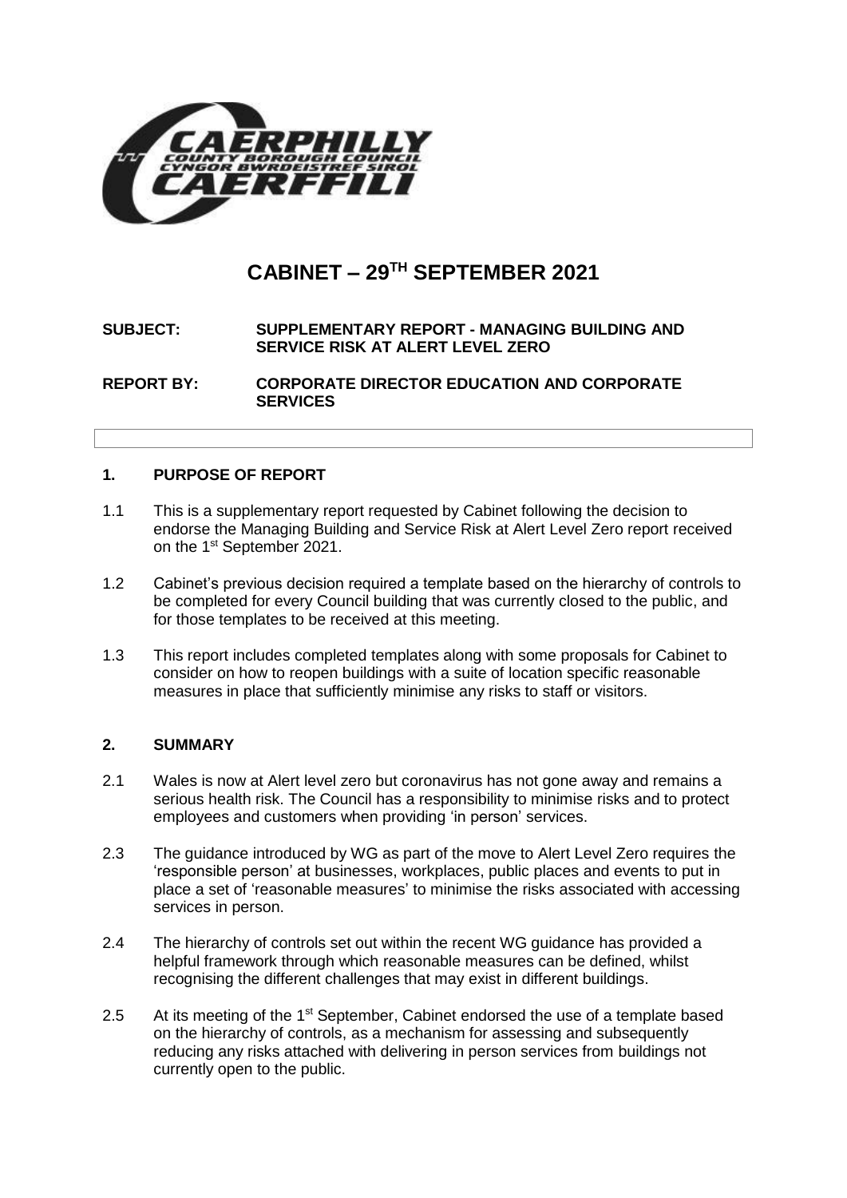# CABINET – 29TH SEPTEMBER 2021

**SUBJECT:** **SUPPLEMENTARY REPORT - MANAGING BUILDING AND SERVICE RISK AT ALERT LEVEL ZERO**

**REPORT BY:** **CORPORATE DIRECTOR EDUCATION AND CORPORATE SERVICES**

## 1. PURPOSE OF REPORT

1.1 This is a supplementary report requested by Cabinet following the decision to endorse the Managing Building and Service Risk at Alert Level Zero report received on the 1st September 2021.

1.2 Cabinet's previous decision required a template based on the hierarchy of controls to be completed for every Council building that was currently closed to the public, and for those templates to be received at this meeting.

1.3 This report includes completed templates along with some proposals for Cabinet to consider on how to reopen buildings with a suite of location specific reasonable measures in place that sufficiently minimise any risks to staff or visitors.

## 2. SUMMARY

2.1 Wales is now at Alert level zero but coronavirus has not gone away and remains a serious health risk. The Council has a responsibility to minimise risks and to protect employees and customers when providing 'in person' services.

2.3 The guidance introduced by WG as part of the move to Alert Level Zero requires the 'responsible person' at businesses, workplaces, public places and events to put in place a set of 'reasonable measures' to minimise the risks associated with accessing services in person.

2.4 The hierarchy of controls set out within the recent WG guidance has provided a helpful framework through which reasonable measures can be defined, whilst recognising the different challenges that may exist in different buildings.

2.5 At its meeting of the 1st September, Cabinet endorsed the use of a template based on the hierarchy of controls, as a mechanism for assessing and subsequently reducing any risks attached with delivering in person services from buildings not currently open to the public.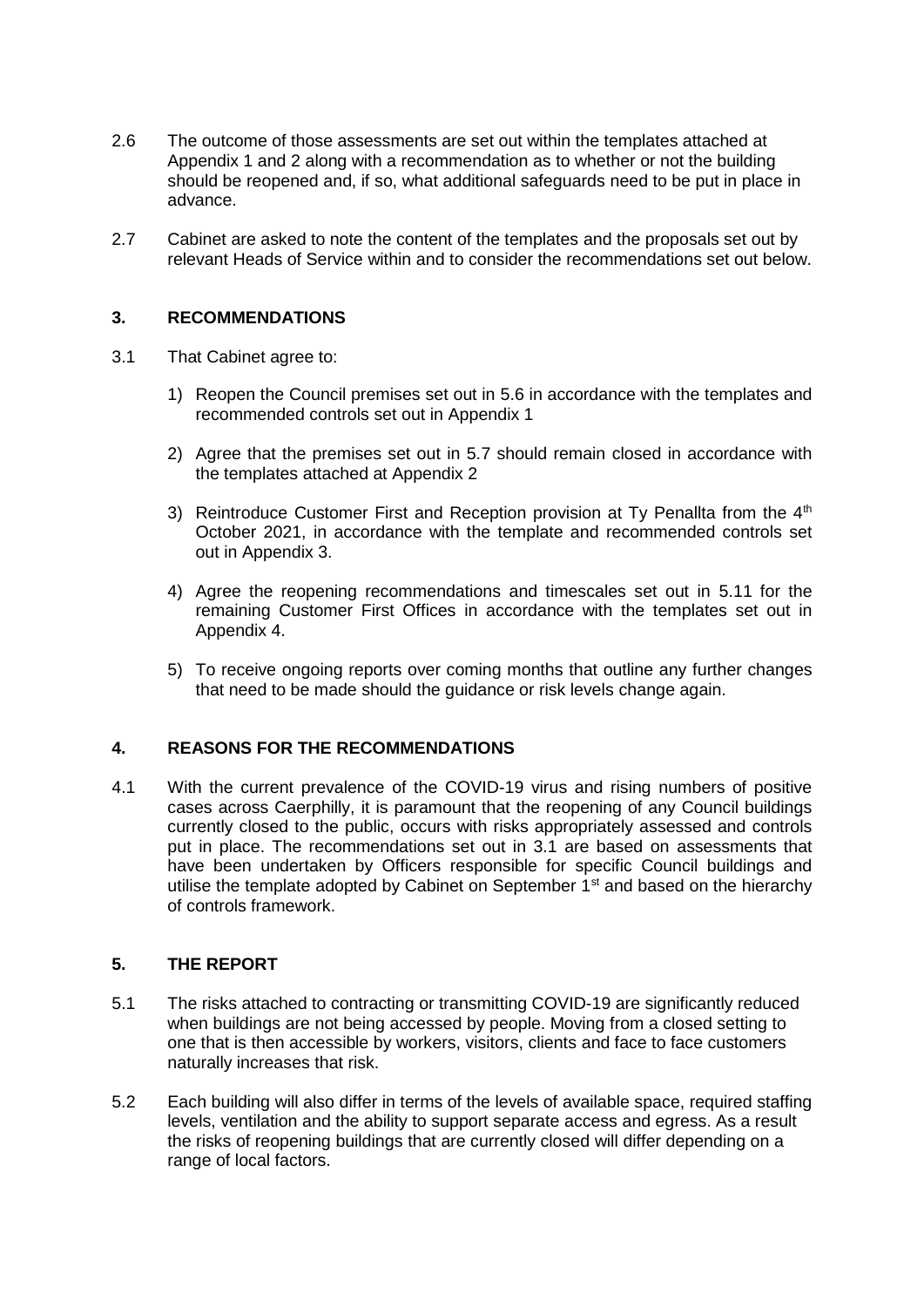2.6 The outcome of those assessments are set out within the templates attached at Appendix 1 and 2 along with a recommendation as to whether or not the building should be reopened and, if so, what additional safeguards need to be put in place in advance.

2.7 Cabinet are asked to note the content of the templates and the proposals set out by relevant Heads of Service within and to consider the recommendations set out below.

## 3. RECOMMENDATIONS

3.1 That Cabinet agree to:

1) Reopen the Council premises set out in 5.6 in accordance with the templates and recommended controls set out in Appendix 1

2) Agree that the premises set out in 5.7 should remain closed in accordance with the templates attached at Appendix 2

3) Reintroduce Customer First and Reception provision at Ty Penallta from the 4th October 2021, in accordance with the template and recommended controls set out in Appendix 3.

4) Agree the reopening recommendations and timescales set out in 5.11 for the remaining Customer First Offices in accordance with the templates set out in Appendix 4.

5) To receive ongoing reports over coming months that outline any further changes that need to be made should the guidance or risk levels change again.

## 4. REASONS FOR THE RECOMMENDATIONS

4.1 With the current prevalence of the COVID-19 virus and rising numbers of positive cases across Caerphilly, it is paramount that the reopening of any Council buildings currently closed to the public, occurs with risks appropriately assessed and controls put in place. The recommendations set out in 3.1 are based on assessments that have been undertaken by Officers responsible for specific Council buildings and utilise the template adopted by Cabinet on September 1st and based on the hierarchy of controls framework.

## 5. THE REPORT

5.1 The risks attached to contracting or transmitting COVID-19 are significantly reduced when buildings are not being accessed by people. Moving from a closed setting to one that is then accessible by workers, visitors, clients and face to face customers naturally increases that risk.

5.2 Each building will also differ in terms of the levels of available space, required staffing levels, ventilation and the ability to support separate access and egress. As a result the risks of reopening buildings that are currently closed will differ depending on a range of local factors.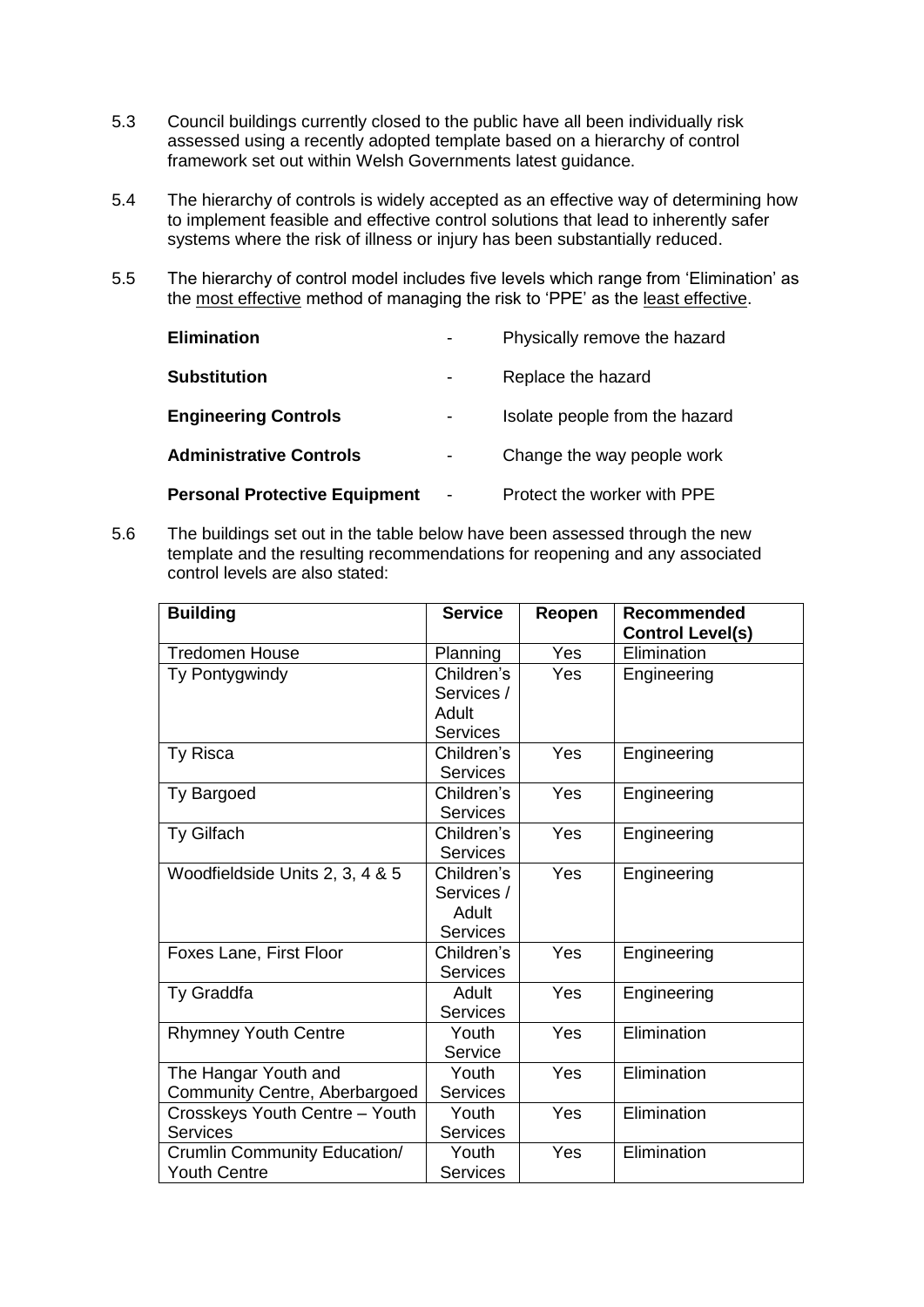5.3 Council buildings currently closed to the public have all been individually risk assessed using a recently adopted template based on a hierarchy of control framework set out within Welsh Governments latest guidance.

5.4 The hierarchy of controls is widely accepted as an effective way of determining how to implement feasible and effective control solutions that lead to inherently safer systems where the risk of illness or injury has been substantially reduced.

5.5 The hierarchy of control model includes five levels which range from 'Elimination' as the most effective method of managing the risk to 'PPE' as the least effective.

| | | |
|---|---|---|
| **Elimination** | - | Physically remove the hazard |
| **Substitution** | - | Replace the hazard |
| **Engineering Controls** | - | Isolate people from the hazard |
| **Administrative Controls** | - | Change the way people work |
| **Personal Protective Equipment** | - | Protect the worker with PPE |

5.6 The buildings set out in the table below have been assessed through the new template and the resulting recommendations for reopening and any associated control levels are also stated:

| **Building** | **Service** | **Reopen** | **Recommended Control Level(s)** |
|---|---|---|---|
| Tredomen House | Planning | Yes | Elimination |
| Ty Pontygwindy | Children's Services / Adult Services | Yes | Engineering |
| Ty Risca | Children's Services | Yes | Engineering |
| Ty Bargoed | Children's Services | Yes | Engineering |
| Ty Gilfach | Children's Services | Yes | Engineering |
| Woodfieldside Units 2, 3, 4 & 5 | Children's Services / Adult Services | Yes | Engineering |
| Foxes Lane, First Floor | Children's Services | Yes | Engineering |
| Ty Graddfa | Adult Services | Yes | Engineering |
| Rhymney Youth Centre | Youth Service | Yes | Elimination |
| The Hangar Youth and Community Centre, Aberbargoed | Youth Services | Yes | Elimination |
| Crosskeys Youth Centre – Youth Services | Youth Services | Yes | Elimination |
| Crumlin Community Education/ Youth Centre | Youth Services | Yes | Elimination |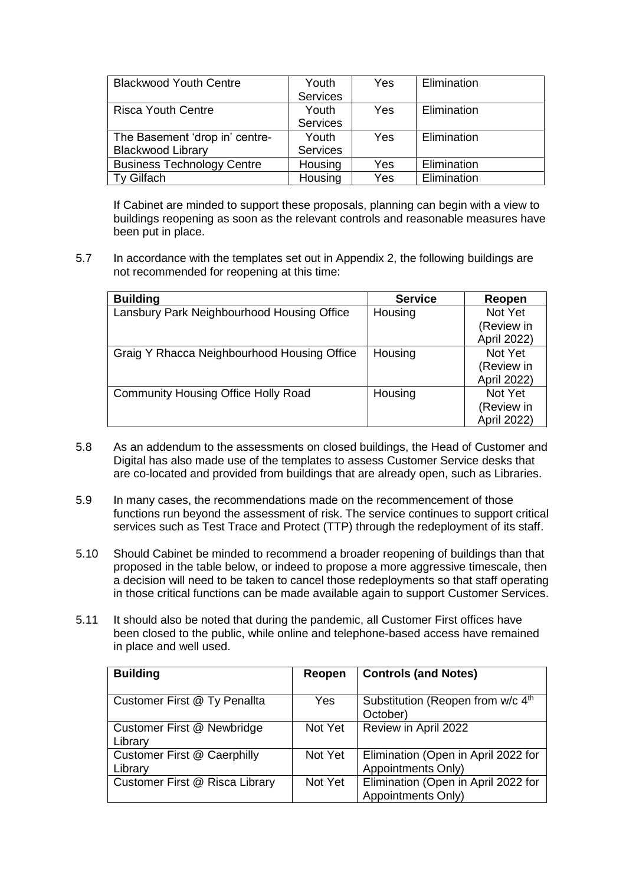| | | | |
|---|---|---|---|
| Blackwood Youth Centre | Youth Services | Yes | Elimination |
| Risca Youth Centre | Youth Services | Yes | Elimination |
| The Basement 'drop in' centre-Blackwood Library | Youth Services | Yes | Elimination |
| Business Technology Centre | Housing | Yes | Elimination |
| Ty Gilfach | Housing | Yes | Elimination |

If Cabinet are minded to support these proposals, planning can begin with a view to buildings reopening as soon as the relevant controls and reasonable measures have been put in place.

5.7 In accordance with the templates set out in Appendix 2, the following buildings are not recommended for reopening at this time:

| Building | Service | Reopen |
|---|---|---|
| Lansbury Park Neighbourhood Housing Office | Housing | Not Yet (Review in April 2022) |
| Graig Y Rhacca Neighbourhood Housing Office | Housing | Not Yet (Review in April 2022) |
| Community Housing Office Holly Road | Housing | Not Yet (Review in April 2022) |

5.8 As an addendum to the assessments on closed buildings, the Head of Customer and Digital has also made use of the templates to assess Customer Service desks that are co-located and provided from buildings that are already open, such as Libraries.

5.9 In many cases, the recommendations made on the recommencement of those functions run beyond the assessment of risk. The service continues to support critical services such as Test Trace and Protect (TTP) through the redeployment of its staff.

5.10 Should Cabinet be minded to recommend a broader reopening of buildings than that proposed in the table below, or indeed to propose a more aggressive timescale, then a decision will need to be taken to cancel those redeployments so that staff operating in those critical functions can be made available again to support Customer Services.

5.11 It should also be noted that during the pandemic, all Customer First offices have been closed to the public, while online and telephone-based access have remained in place and well used.

| Building | Reopen | Controls (and Notes) |
|---|---|---|
| Customer First @ Ty Penallta | Yes | Substitution (Reopen from w/c 4th October) |
| Customer First @ Newbridge Library | Not Yet | Review in April 2022 |
| Customer First @ Caerphilly Library | Not Yet | Elimination (Open in April 2022 for Appointments Only) |
| Customer First @ Risca Library | Not Yet | Elimination (Open in April 2022 for Appointments Only) |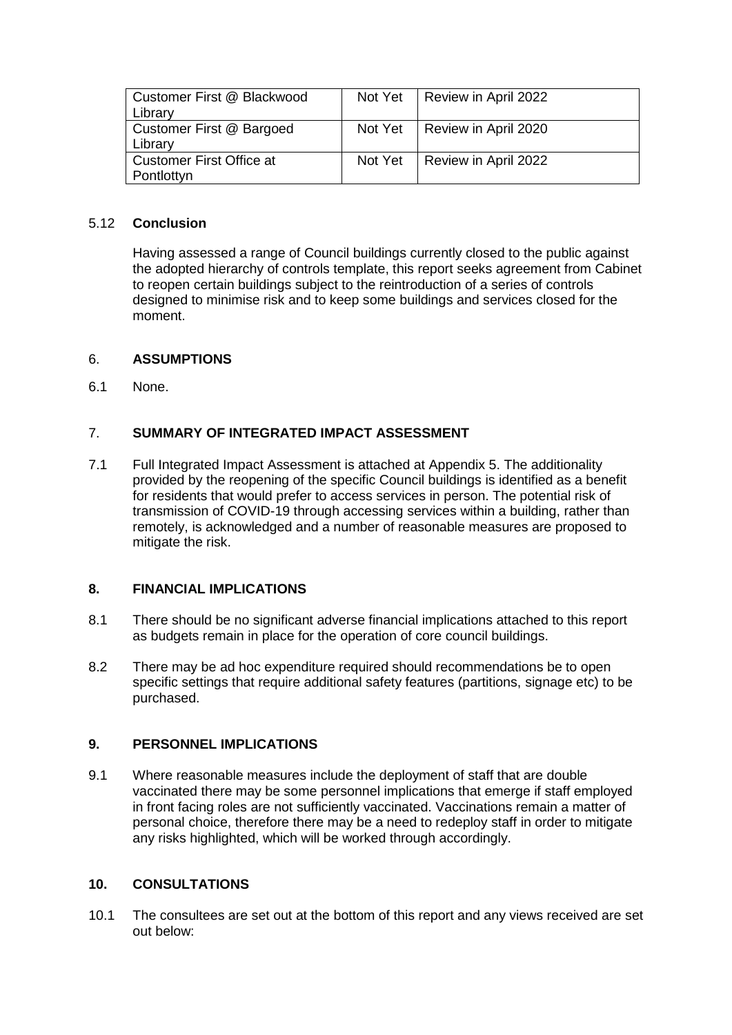| Customer First @ Blackwood Library | Not Yet | Review in April 2022 |
|---|---|---|
| Customer First @ Bargoed Library | Not Yet | Review in April 2020 |
| Customer First Office at Pontlottyn | Not Yet | Review in April 2022 |

5.12 **Conclusion**

Having assessed a range of Council buildings currently closed to the public against the adopted hierarchy of controls template, this report seeks agreement from Cabinet to reopen certain buildings subject to the reintroduction of a series of controls designed to minimise risk and to keep some buildings and services closed for the moment.

## 6. ASSUMPTIONS

6.1 None.

## 7. SUMMARY OF INTEGRATED IMPACT ASSESSMENT

7.1 Full Integrated Impact Assessment is attached at Appendix 5. The additionality provided by the reopening of the specific Council buildings is identified as a benefit for residents that would prefer to access services in person. The potential risk of transmission of COVID-19 through accessing services within a building, rather than remotely, is acknowledged and a number of reasonable measures are proposed to mitigate the risk.

## 8. FINANCIAL IMPLICATIONS

8.1 There should be no significant adverse financial implications attached to this report as budgets remain in place for the operation of core council buildings.

8.2 There may be ad hoc expenditure required should recommendations be to open specific settings that require additional safety features (partitions, signage etc) to be purchased.

## 9. PERSONNEL IMPLICATIONS

9.1 Where reasonable measures include the deployment of staff that are double vaccinated there may be some personnel implications that emerge if staff employed in front facing roles are not sufficiently vaccinated. Vaccinations remain a matter of personal choice, therefore there may be a need to redeploy staff in order to mitigate any risks highlighted, which will be worked through accordingly.

## 10. CONSULTATIONS

10.1 The consultees are set out at the bottom of this report and any views received are set out below: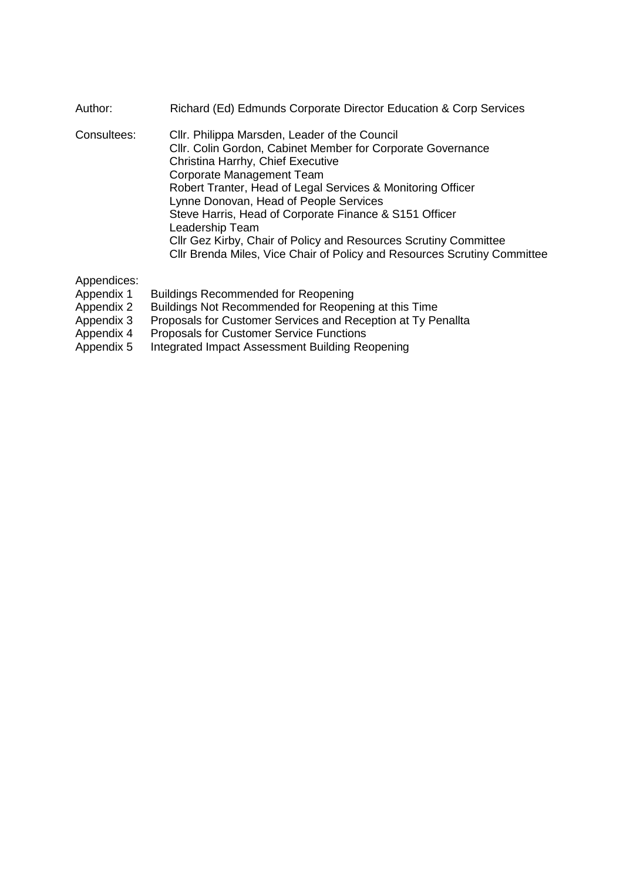Author: Richard (Ed) Edmunds Corporate Director Education & Corp Services

Consultees: Cllr. Philippa Marsden, Leader of the Council
Cllr. Colin Gordon, Cabinet Member for Corporate Governance
Christina Harrhy, Chief Executive
Corporate Management Team
Robert Tranter, Head of Legal Services & Monitoring Officer
Lynne Donovan, Head of People Services
Steve Harris, Head of Corporate Finance & S151 Officer
Leadership Team
Cllr Gez Kirby, Chair of Policy and Resources Scrutiny Committee
Cllr Brenda Miles, Vice Chair of Policy and Resources Scrutiny Committee

Appendices:

Appendix 1 Buildings Recommended for Reopening
Appendix 2 Buildings Not Recommended for Reopening at this Time
Appendix 3 Proposals for Customer Services and Reception at Ty Penallta
Appendix 4 Proposals for Customer Service Functions
Appendix 5 Integrated Impact Assessment Building Reopening